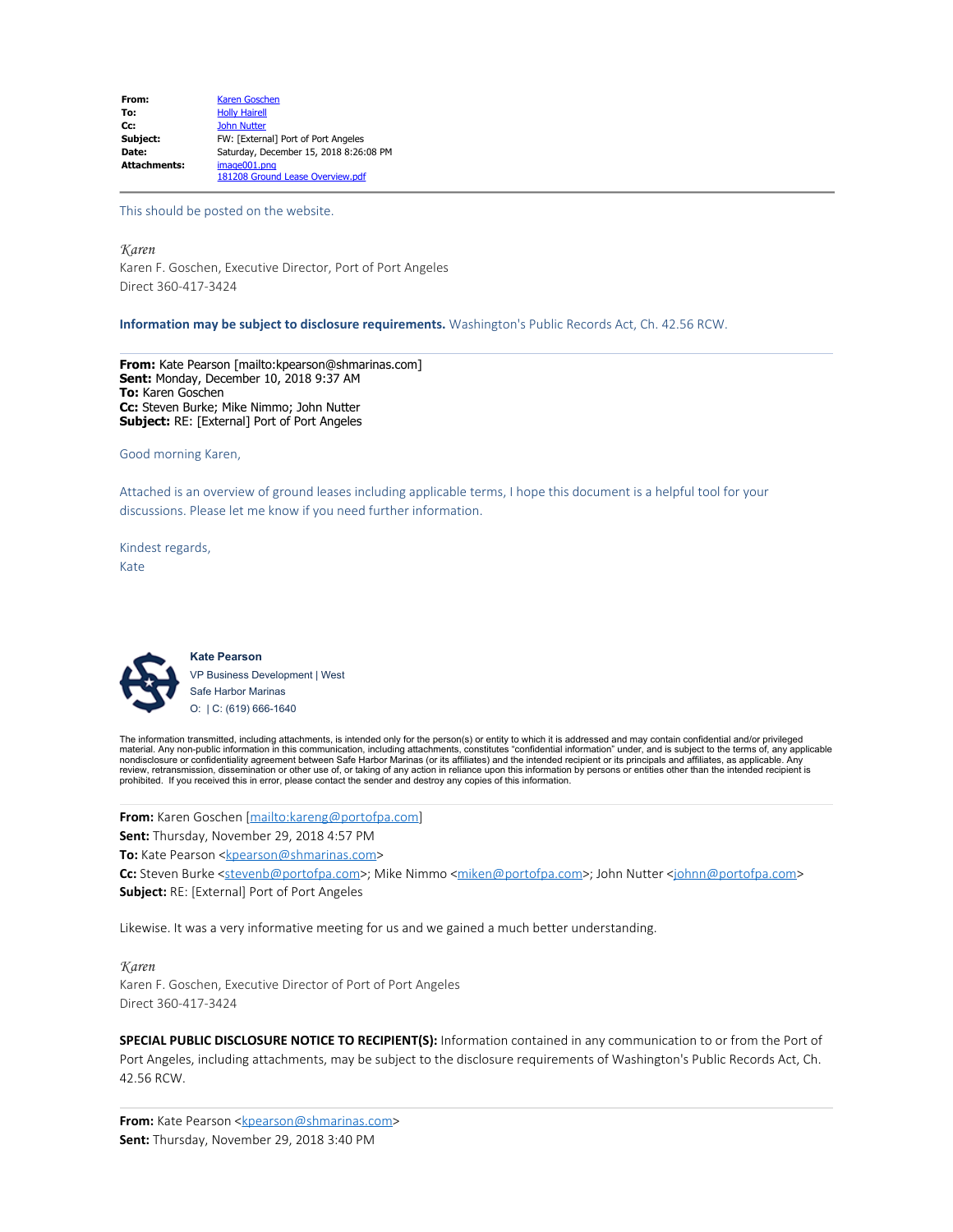| | |
|---|---|
| **From:** | Karen Goschen |
| **To:** | Holly Hairell |
| **Cc:** | John Nutter |
| **Subject:** | FW: [External] Port of Port Angeles |
| **Date:** | Saturday, December 15, 2018 8:26:08 PM |
| **Attachments:** | image001.png<br>181208 Ground Lease Overview.pdf |

This should be posted on the website.

*Karen*
Karen F. Goschen, Executive Director, Port of Port Angeles
Direct 360-417-3424

**Information may be subject to disclosure requirements.** Washington's Public Records Act, Ch. 42.56 RCW.

---

**From:** Kate Pearson [mailto:kpearson@shmarinas.com]
**Sent:** Monday, December 10, 2018 9:37 AM
**To:** Karen Goschen
**Cc:** Steven Burke; Mike Nimmo; John Nutter
**Subject:** RE: [External] Port of Port Angeles

Good morning Karen,

Attached is an overview of ground leases including applicable terms, I hope this document is a helpful tool for your discussions. Please let me know if you need further information.

Kindest regards,
Kate

**Kate Pearson**
VP Business Development | West
Safe Harbor Marinas
O: | C: (619) 666-1640

The information transmitted, including attachments, is intended only for the person(s) or entity to which it is addressed and may contain confidential and/or privileged material. Any non-public information in this communication, including attachments, constitutes "confidential information" under, and is subject to the terms of, any applicable nondisclosure or confidentiality agreement between Safe Harbor Marinas (or its affiliates) and the intended recipient or its principals and affiliates, as applicable. Any review, retransmission, dissemination or other use of, or taking of any action in reliance upon this information by persons or entities other than the intended recipient is prohibited. If you received this in error, please contact the sender and destroy any copies of this information.

---

**From:** Karen Goschen [mailto:kareng@portofpa.com]
**Sent:** Thursday, November 29, 2018 4:57 PM
**To:** Kate Pearson <kpearson@shmarinas.com>
**Cc:** Steven Burke <stevenb@portofpa.com>; Mike Nimmo <miken@portofpa.com>; John Nutter <johnn@portofpa.com>
**Subject:** RE: [External] Port of Port Angeles

Likewise. It was a very informative meeting for us and we gained a much better understanding.

*Karen*
Karen F. Goschen, Executive Director of Port of Port Angeles
Direct 360-417-3424

**SPECIAL PUBLIC DISCLOSURE NOTICE TO RECIPIENT(S):** Information contained in any communication to or from the Port of Port Angeles, including attachments, may be subject to the disclosure requirements of Washington's Public Records Act, Ch. 42.56 RCW.

---

**From:** Kate Pearson <kpearson@shmarinas.com>
**Sent:** Thursday, November 29, 2018 3:40 PM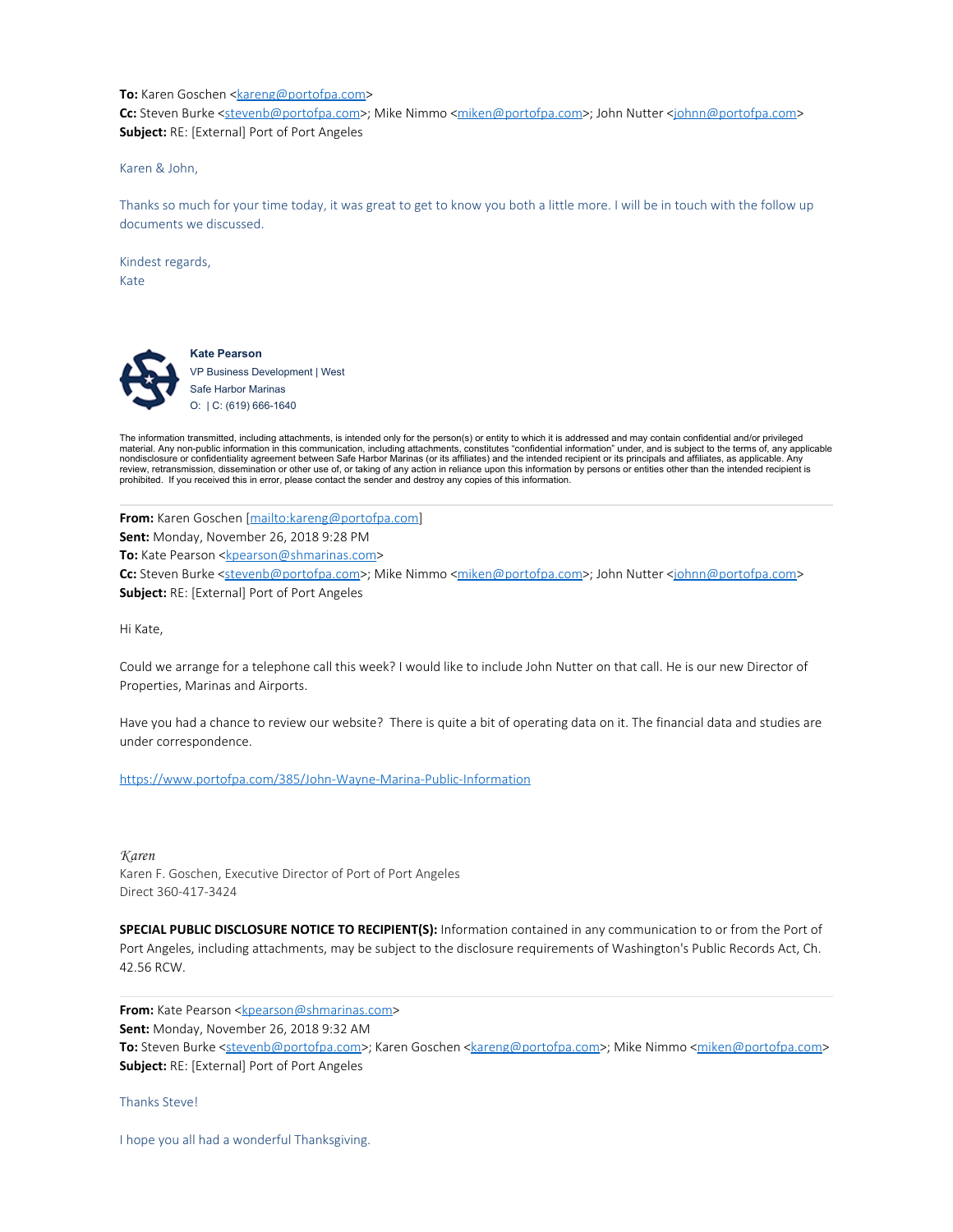**To:** Karen Goschen <kareng@portofpa.com>
**Cc:** Steven Burke <stevenb@portofpa.com>; Mike Nimmo <miken@portofpa.com>; John Nutter <johnn@portofpa.com>
**Subject:** RE: [External] Port of Port Angeles

Karen & John,

Thanks so much for your time today, it was great to get to know you both a little more. I will be in touch with the follow up documents we discussed.

Kindest regards,
Kate

**Kate Pearson**
VP Business Development | West
Safe Harbor Marinas
O: | C: (619) 666-1640

The information transmitted, including attachments, is intended only for the person(s) or entity to which it is addressed and may contain confidential and/or privileged material. Any non-public information in this communication, including attachments, constitutes "confidential information" under, and is subject to the terms of, any applicable nondisclosure or confidentiality agreement between Safe Harbor Marinas (or its affiliates) and the intended recipient or its principals and affiliates, as applicable. Any review, retransmission, dissemination or other use of, or taking of any action in reliance upon this information by persons or entities other than the intended recipient is prohibited. If you received this in error, please contact the sender and destroy any copies of this information.

---

**From:** Karen Goschen [mailto:kareng@portofpa.com]
**Sent:** Monday, November 26, 2018 9:28 PM
**To:** Kate Pearson <kpearson@shmarinas.com>
**Cc:** Steven Burke <stevenb@portofpa.com>; Mike Nimmo <miken@portofpa.com>; John Nutter <johnn@portofpa.com>
**Subject:** RE: [External] Port of Port Angeles

Hi Kate,

Could we arrange for a telephone call this week? I would like to include John Nutter on that call. He is our new Director of Properties, Marinas and Airports.

Have you had a chance to review our website? There is quite a bit of operating data on it. The financial data and studies are under correspondence.

https://www.portofpa.com/385/John-Wayne-Marina-Public-Information

*Karen*
Karen F. Goschen, Executive Director of Port of Port Angeles
Direct 360-417-3424

**SPECIAL PUBLIC DISCLOSURE NOTICE TO RECIPIENT(S):** Information contained in any communication to or from the Port of Port Angeles, including attachments, may be subject to the disclosure requirements of Washington's Public Records Act, Ch. 42.56 RCW.

---

**From:** Kate Pearson <kpearson@shmarinas.com>
**Sent:** Monday, November 26, 2018 9:32 AM
**To:** Steven Burke <stevenb@portofpa.com>; Karen Goschen <kareng@portofpa.com>; Mike Nimmo <miken@portofpa.com>
**Subject:** RE: [External] Port of Port Angeles

Thanks Steve!

I hope you all had a wonderful Thanksgiving.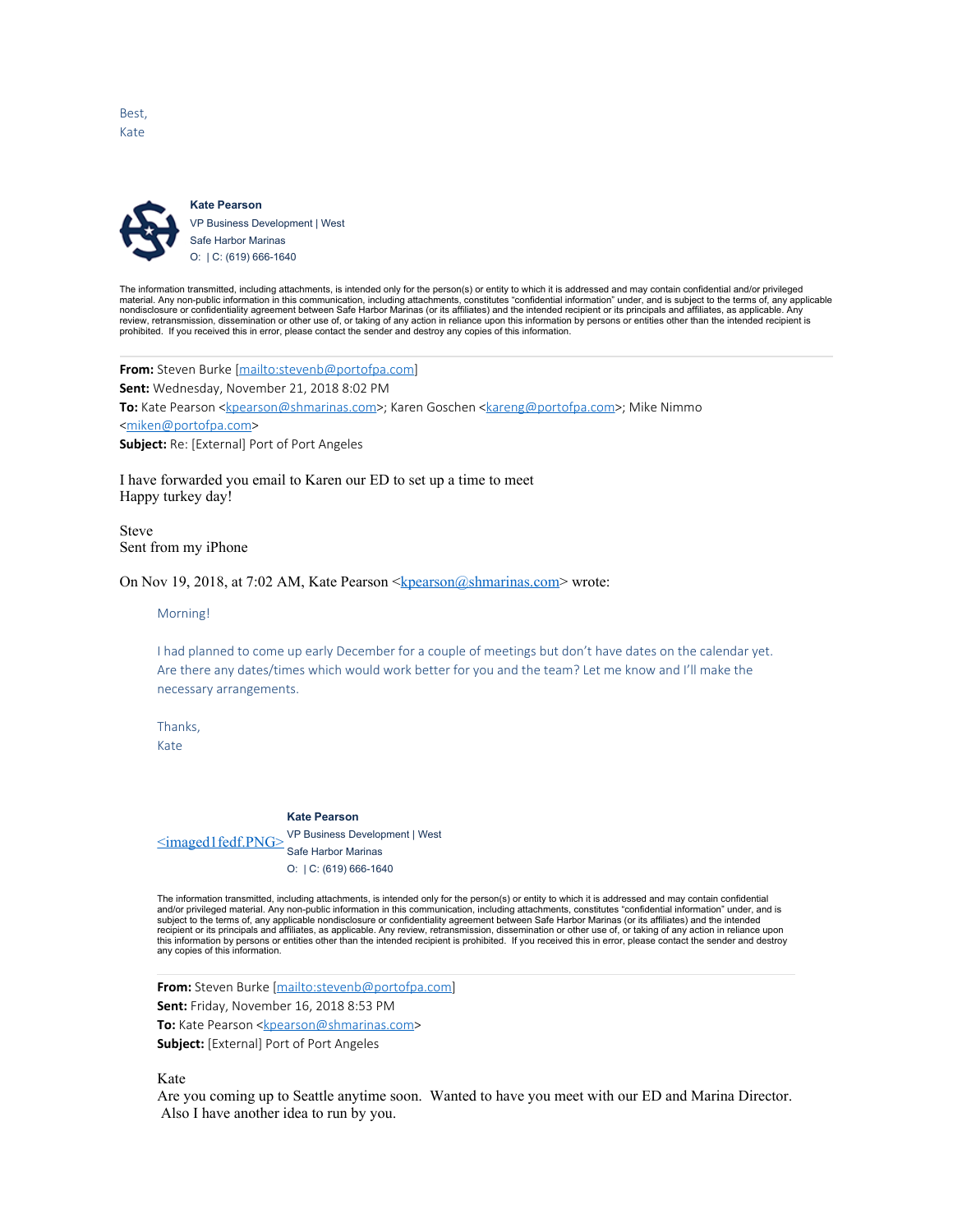Best,
Kate

**Kate Pearson**
VP Business Development | West
Safe Harbor Marinas
O: | C: (619) 666-1640

The information transmitted, including attachments, is intended only for the person(s) or entity to which it is addressed and may contain confidential and/or privileged material. Any non-public information in this communication, including attachments, constitutes "confidential information" under, and is subject to the terms of, any applicable nondisclosure or confidentiality agreement between Safe Harbor Marinas (or its affiliates) and the intended recipient or its principals and affiliates, as applicable. Any review, retransmission, dissemination or other use of, or taking of any action in reliance upon this information by persons or entities other than the intended recipient is prohibited. If you received this in error, please contact the sender and destroy any copies of this information.

---

**From:** Steven Burke [mailto:stevenb@portofpa.com]
**Sent:** Wednesday, November 21, 2018 8:02 PM
**To:** Kate Pearson <kpearson@shmarinas.com>; Karen Goschen <kareng@portofpa.com>; Mike Nimmo <miken@portofpa.com>
**Subject:** Re: [External] Port of Port Angeles

I have forwarded you email to Karen our ED to set up a time to meet
Happy turkey day!

Steve
Sent from my iPhone

On Nov 19, 2018, at 7:02 AM, Kate Pearson <kpearson@shmarinas.com> wrote:

> Morning!
>
> I had planned to come up early December for a couple of meetings but don't have dates on the calendar yet. Are there any dates/times which would work better for you and the team? Let me know and I'll make the necessary arrangements.
>
> Thanks,
> Kate
>
> <imaged1fedf.PNG> **Kate Pearson**
> VP Business Development | West
> Safe Harbor Marinas
> O: | C: (619) 666-1640
>
> The information transmitted, including attachments, is intended only for the person(s) or entity to which it is addressed and may contain confidential and/or privileged material. Any non-public information in this communication, including attachments, constitutes "confidential information" under, and is subject to the terms of, any applicable nondisclosure or confidentiality agreement between Safe Harbor Marinas (or its affiliates) and the intended recipient or its principals and affiliates, as applicable. Any review, retransmission, dissemination or other use of, or taking of any action in reliance upon this information by persons or entities other than the intended recipient is prohibited. If you received this in error, please contact the sender and destroy any copies of this information.
>
> ---
>
> **From:** Steven Burke [mailto:stevenb@portofpa.com]
> **Sent:** Friday, November 16, 2018 8:53 PM
> **To:** Kate Pearson <kpearson@shmarinas.com>
> **Subject:** [External] Port of Port Angeles
>
> Kate
> Are you coming up to Seattle anytime soon. Wanted to have you meet with our ED and Marina Director. Also I have another idea to run by you.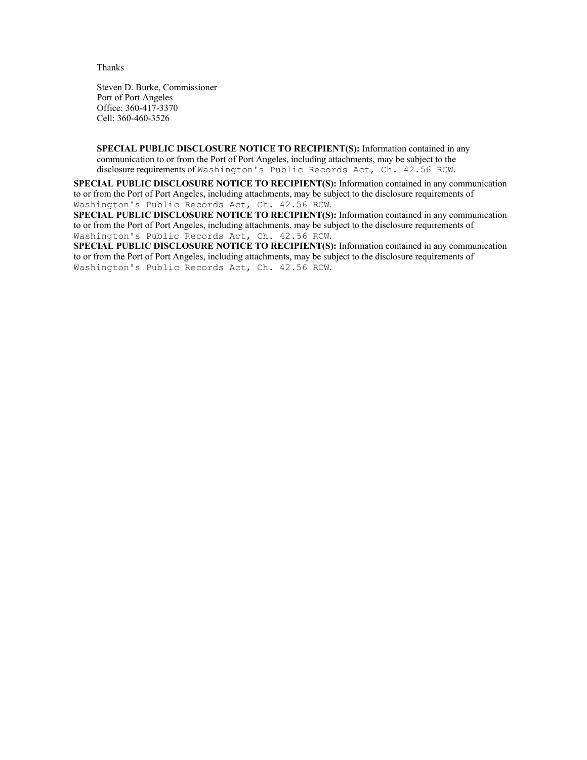Thanks

Steven D. Burke, Commissioner
Port of Port Angeles
Office: 360-417-3370
Cell: 360-460-3526

**SPECIAL PUBLIC DISCLOSURE NOTICE TO RECIPIENT(S):** Information contained in any communication to or from the Port of Port Angeles, including attachments, may be subject to the disclosure requirements of Washington's Public Records Act, Ch. 42.56 RCW.

**SPECIAL PUBLIC DISCLOSURE NOTICE TO RECIPIENT(S):** Information contained in any communication to or from the Port of Port Angeles, including attachments, may be subject to the disclosure requirements of Washington's Public Records Act, Ch. 42.56 RCW.

**SPECIAL PUBLIC DISCLOSURE NOTICE TO RECIPIENT(S):** Information contained in any communication to or from the Port of Port Angeles, including attachments, may be subject to the disclosure requirements of Washington's Public Records Act, Ch. 42.56 RCW.

**SPECIAL PUBLIC DISCLOSURE NOTICE TO RECIPIENT(S):** Information contained in any communication to or from the Port of Port Angeles, including attachments, may be subject to the disclosure requirements of Washington's Public Records Act, Ch. 42.56 RCW.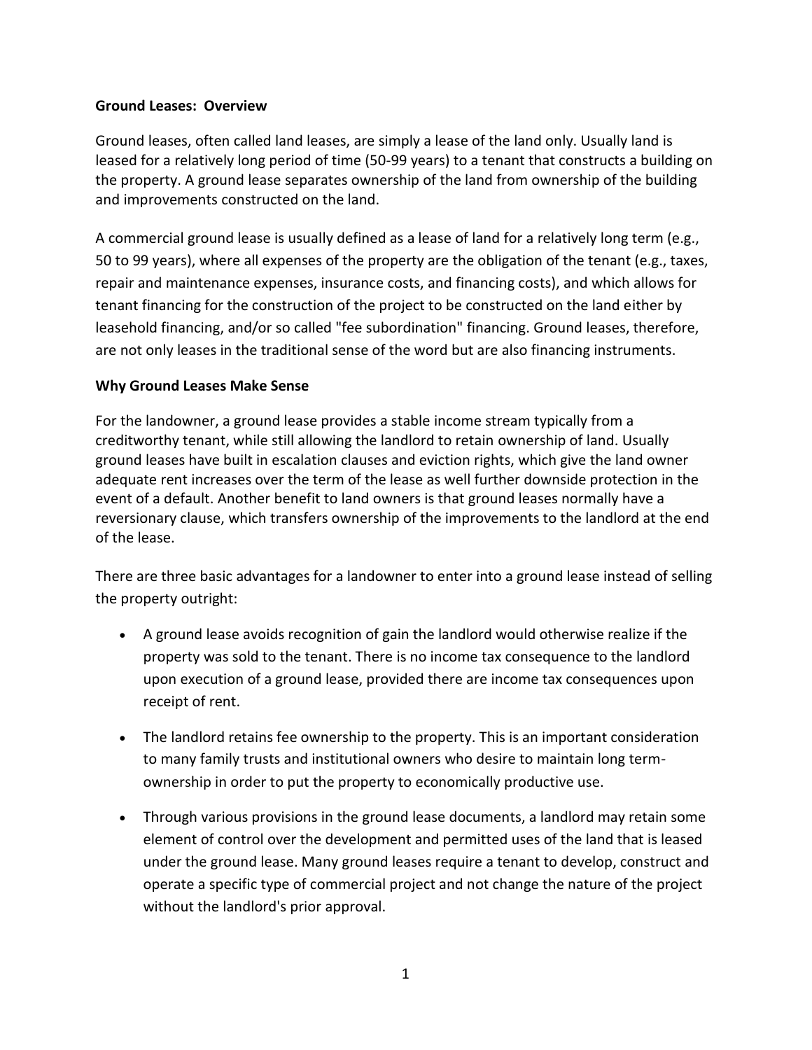**Ground Leases: Overview**

Ground leases, often called land leases, are simply a lease of the land only. Usually land is leased for a relatively long period of time (50-99 years) to a tenant that constructs a building on the property. A ground lease separates ownership of the land from ownership of the building and improvements constructed on the land.

A commercial ground lease is usually defined as a lease of land for a relatively long term (e.g., 50 to 99 years), where all expenses of the property are the obligation of the tenant (e.g., taxes, repair and maintenance expenses, insurance costs, and financing costs), and which allows for tenant financing for the construction of the project to be constructed on the land either by leasehold financing, and/or so called "fee subordination" financing. Ground leases, therefore, are not only leases in the traditional sense of the word but are also financing instruments.

**Why Ground Leases Make Sense**

For the landowner, a ground lease provides a stable income stream typically from a creditworthy tenant, while still allowing the landlord to retain ownership of land. Usually ground leases have built in escalation clauses and eviction rights, which give the land owner adequate rent increases over the term of the lease as well further downside protection in the event of a default. Another benefit to land owners is that ground leases normally have a reversionary clause, which transfers ownership of the improvements to the landlord at the end of the lease.

There are three basic advantages for a landowner to enter into a ground lease instead of selling the property outright:

- A ground lease avoids recognition of gain the landlord would otherwise realize if the property was sold to the tenant. There is no income tax consequence to the landlord upon execution of a ground lease, provided there are income tax consequences upon receipt of rent.
- The landlord retains fee ownership to the property. This is an important consideration to many family trusts and institutional owners who desire to maintain long term-ownership in order to put the property to economically productive use.
- Through various provisions in the ground lease documents, a landlord may retain some element of control over the development and permitted uses of the land that is leased under the ground lease. Many ground leases require a tenant to develop, construct and operate a specific type of commercial project and not change the nature of the project without the landlord's prior approval.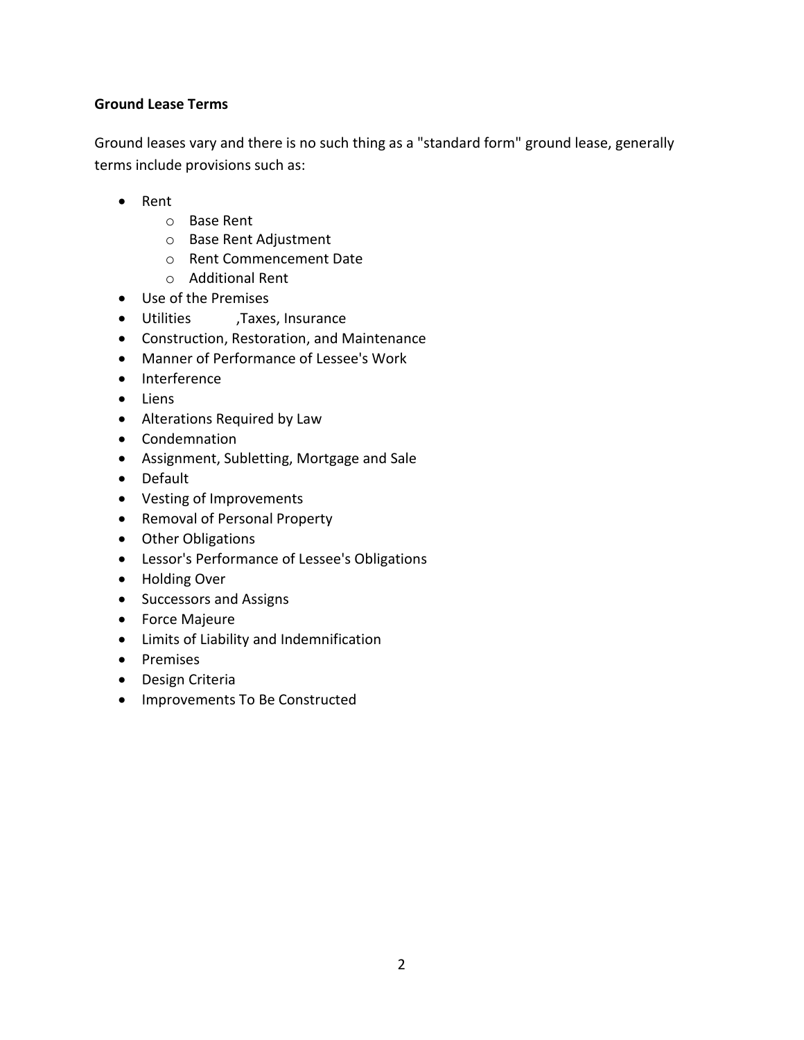**Ground Lease Terms**

Ground leases vary and there is no such thing as a "standard form" ground lease, generally terms include provisions such as:

- Rent
  - Base Rent
  - Base Rent Adjustment
  - Rent Commencement Date
  - Additional Rent
- Use of the Premises
- Utilities ,Taxes, Insurance
- Construction, Restoration, and Maintenance
- Manner of Performance of Lessee's Work
- Interference
- Liens
- Alterations Required by Law
- Condemnation
- Assignment, Subletting, Mortgage and Sale
- Default
- Vesting of Improvements
- Removal of Personal Property
- Other Obligations
- Lessor's Performance of Lessee's Obligations
- Holding Over
- Successors and Assigns
- Force Majeure
- Limits of Liability and Indemnification
- Premises
- Design Criteria
- Improvements To Be Constructed